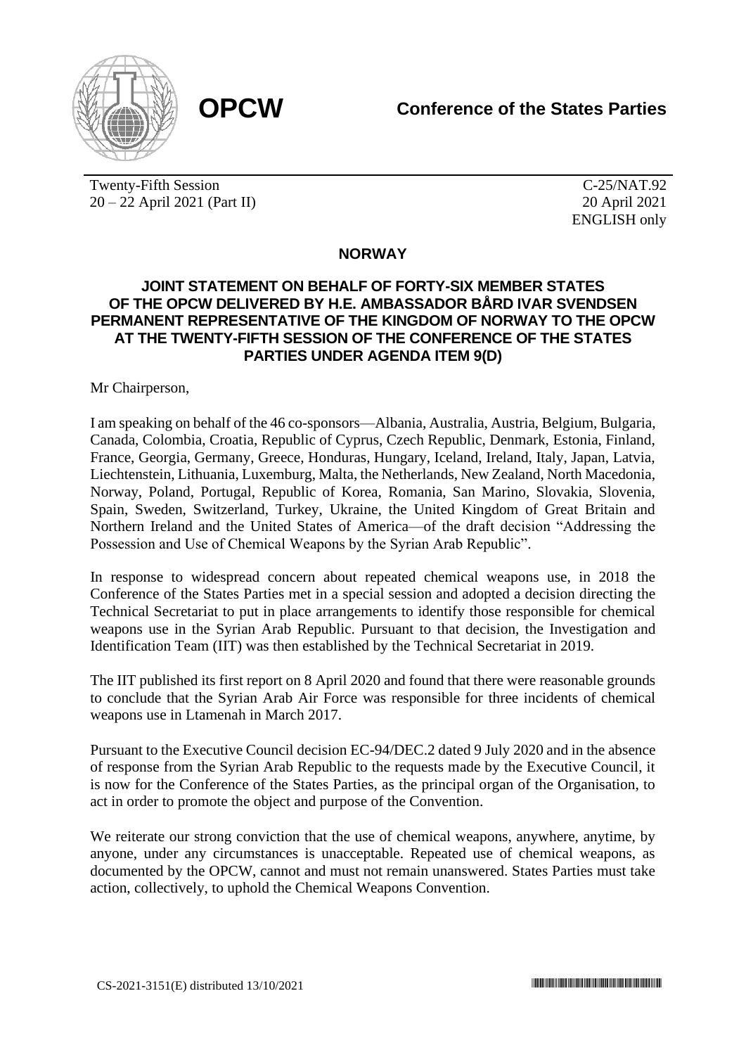**OPCW**

**Conference of the States Parties**

Twenty-Fifth Session
20 – 22 April 2021 (Part II)

C-25/NAT.92
20 April 2021
ENGLISH only

## NORWAY

### JOINT STATEMENT ON BEHALF OF FORTY-SIX MEMBER STATES OF THE OPCW DELIVERED BY H.E. AMBASSADOR BÅRD IVAR SVENDSEN PERMANENT REPRESENTATIVE OF THE KINGDOM OF NORWAY TO THE OPCW AT THE TWENTY-FIFTH SESSION OF THE CONFERENCE OF THE STATES PARTIES UNDER AGENDA ITEM 9(D)

Mr Chairperson,

I am speaking on behalf of the 46 co-sponsors—Albania, Australia, Austria, Belgium, Bulgaria, Canada, Colombia, Croatia, Republic of Cyprus, Czech Republic, Denmark, Estonia, Finland, France, Georgia, Germany, Greece, Honduras, Hungary, Iceland, Ireland, Italy, Japan, Latvia, Liechtenstein, Lithuania, Luxemburg, Malta, the Netherlands, New Zealand, North Macedonia, Norway, Poland, Portugal, Republic of Korea, Romania, San Marino, Slovakia, Slovenia, Spain, Sweden, Switzerland, Turkey, Ukraine, the United Kingdom of Great Britain and Northern Ireland and the United States of America—of the draft decision "Addressing the Possession and Use of Chemical Weapons by the Syrian Arab Republic".

In response to widespread concern about repeated chemical weapons use, in 2018 the Conference of the States Parties met in a special session and adopted a decision directing the Technical Secretariat to put in place arrangements to identify those responsible for chemical weapons use in the Syrian Arab Republic. Pursuant to that decision, the Investigation and Identification Team (IIT) was then established by the Technical Secretariat in 2019.

The IIT published its first report on 8 April 2020 and found that there were reasonable grounds to conclude that the Syrian Arab Air Force was responsible for three incidents of chemical weapons use in Ltamenah in March 2017.

Pursuant to the Executive Council decision EC-94/DEC.2 dated 9 July 2020 and in the absence of response from the Syrian Arab Republic to the requests made by the Executive Council, it is now for the Conference of the States Parties, as the principal organ of the Organisation, to act in order to promote the object and purpose of the Convention.

We reiterate our strong conviction that the use of chemical weapons, anywhere, anytime, by anyone, under any circumstances is unacceptable. Repeated use of chemical weapons, as documented by the OPCW, cannot and must not remain unanswered. States Parties must take action, collectively, to uphold the Chemical Weapons Convention.

CS-2021-3151(E) distributed 13/10/2021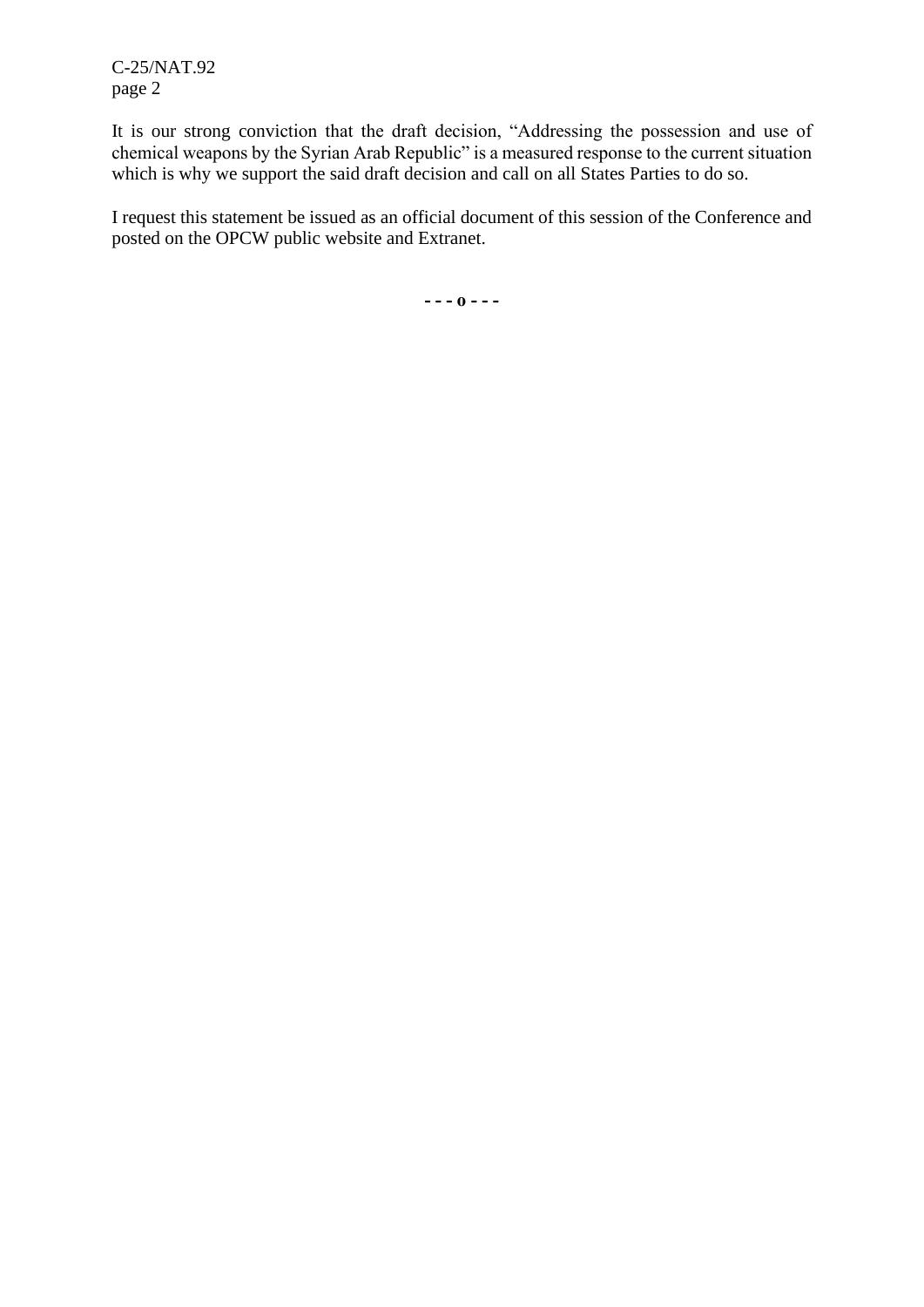It is our strong conviction that the draft decision, "Addressing the possession and use of chemical weapons by the Syrian Arab Republic" is a measured response to the current situation which is why we support the said draft decision and call on all States Parties to do so.

I request this statement be issued as an official document of this session of the Conference and posted on the OPCW public website and Extranet.

- - - o - - -